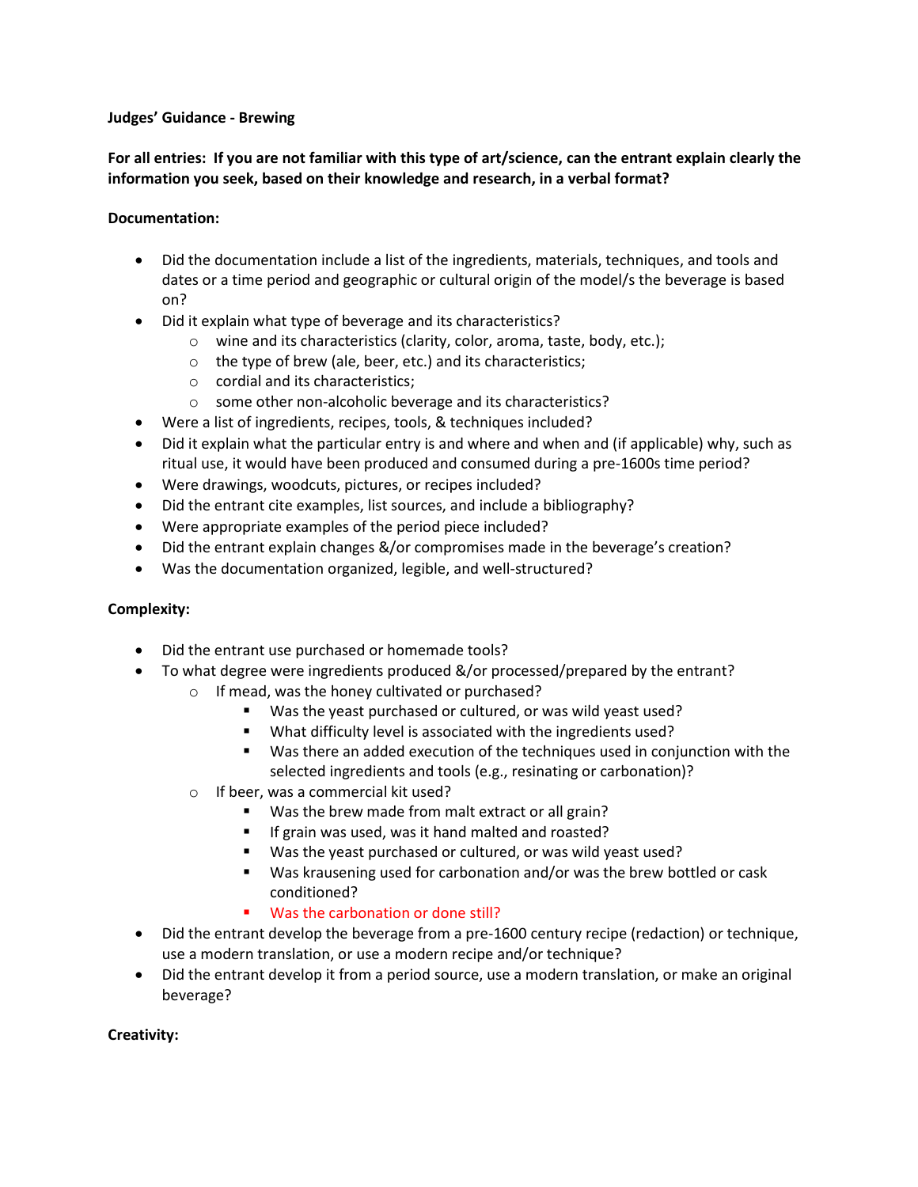**Judges' Guidance - Brewing**

**For all entries: If you are not familiar with this type of art/science, can the entrant explain clearly the information you seek, based on their knowledge and research, in a verbal format?**

**Documentation:**

- Did the documentation include a list of the ingredients, materials, techniques, and tools and dates or a time period and geographic or cultural origin of the model/s the beverage is based on?
- Did it explain what type of beverage and its characteristics?
  - wine and its characteristics (clarity, color, aroma, taste, body, etc.);
  - the type of brew (ale, beer, etc.) and its characteristics;
  - cordial and its characteristics;
  - some other non-alcoholic beverage and its characteristics?
- Were a list of ingredients, recipes, tools, & techniques included?
- Did it explain what the particular entry is and where and when and (if applicable) why, such as ritual use, it would have been produced and consumed during a pre-1600s time period?
- Were drawings, woodcuts, pictures, or recipes included?
- Did the entrant cite examples, list sources, and include a bibliography?
- Were appropriate examples of the period piece included?
- Did the entrant explain changes &/or compromises made in the beverage's creation?
- Was the documentation organized, legible, and well-structured?

**Complexity:**

- Did the entrant use purchased or homemade tools?
- To what degree were ingredients produced &/or processed/prepared by the entrant?
  - If mead, was the honey cultivated or purchased?
    - Was the yeast purchased or cultured, or was wild yeast used?
    - What difficulty level is associated with the ingredients used?
    - Was there an added execution of the techniques used in conjunction with the selected ingredients and tools (e.g., resinating or carbonation)?
  - If beer, was a commercial kit used?
    - Was the brew made from malt extract or all grain?
    - If grain was used, was it hand malted and roasted?
    - Was the yeast purchased or cultured, or was wild yeast used?
    - Was krausening used for carbonation and/or was the brew bottled or cask conditioned?
    - Was the carbonation or done still?
- Did the entrant develop the beverage from a pre-1600 century recipe (redaction) or technique, use a modern translation, or use a modern recipe and/or technique?
- Did the entrant develop it from a period source, use a modern translation, or make an original beverage?

**Creativity:**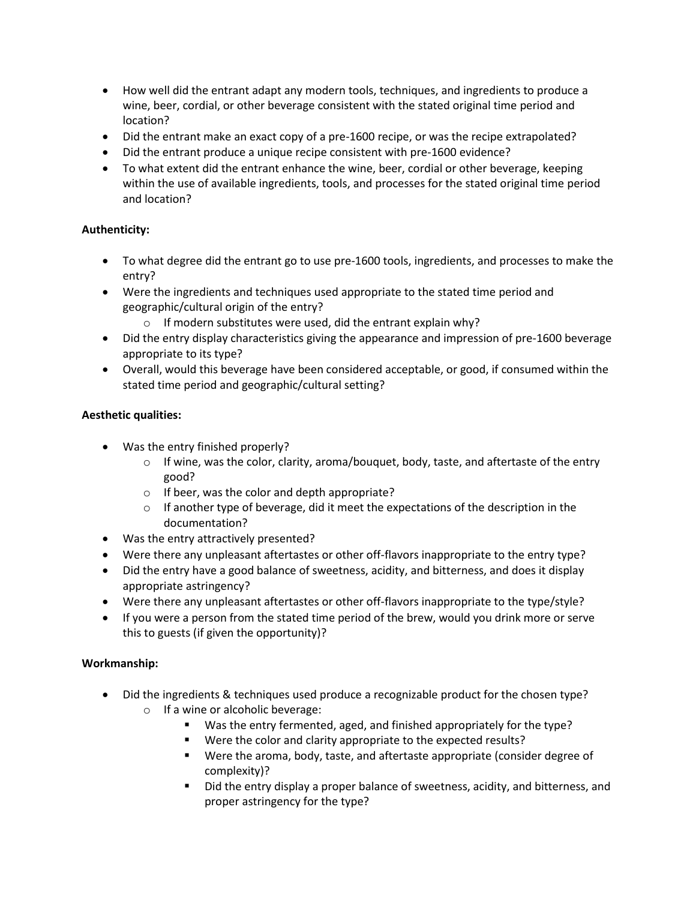- How well did the entrant adapt any modern tools, techniques, and ingredients to produce a wine, beer, cordial, or other beverage consistent with the stated original time period and location?
- Did the entrant make an exact copy of a pre-1600 recipe, or was the recipe extrapolated?
- Did the entrant produce a unique recipe consistent with pre-1600 evidence?
- To what extent did the entrant enhance the wine, beer, cordial or other beverage, keeping within the use of available ingredients, tools, and processes for the stated original time period and location?

**Authenticity:**

- To what degree did the entrant go to use pre-1600 tools, ingredients, and processes to make the entry?
- Were the ingredients and techniques used appropriate to the stated time period and geographic/cultural origin of the entry?
  - If modern substitutes were used, did the entrant explain why?
- Did the entry display characteristics giving the appearance and impression of pre-1600 beverage appropriate to its type?
- Overall, would this beverage have been considered acceptable, or good, if consumed within the stated time period and geographic/cultural setting?

**Aesthetic qualities:**

- Was the entry finished properly?
  - If wine, was the color, clarity, aroma/bouquet, body, taste, and aftertaste of the entry good?
  - If beer, was the color and depth appropriate?
  - If another type of beverage, did it meet the expectations of the description in the documentation?
- Was the entry attractively presented?
- Were there any unpleasant aftertastes or other off-flavors inappropriate to the entry type?
- Did the entry have a good balance of sweetness, acidity, and bitterness, and does it display appropriate astringency?
- Were there any unpleasant aftertastes or other off-flavors inappropriate to the type/style?
- If you were a person from the stated time period of the brew, would you drink more or serve this to guests (if given the opportunity)?

**Workmanship:**

- Did the ingredients & techniques used produce a recognizable product for the chosen type?
  - If a wine or alcoholic beverage:
    - Was the entry fermented, aged, and finished appropriately for the type?
    - Were the color and clarity appropriate to the expected results?
    - Were the aroma, body, taste, and aftertaste appropriate (consider degree of complexity)?
    - Did the entry display a proper balance of sweetness, acidity, and bitterness, and proper astringency for the type?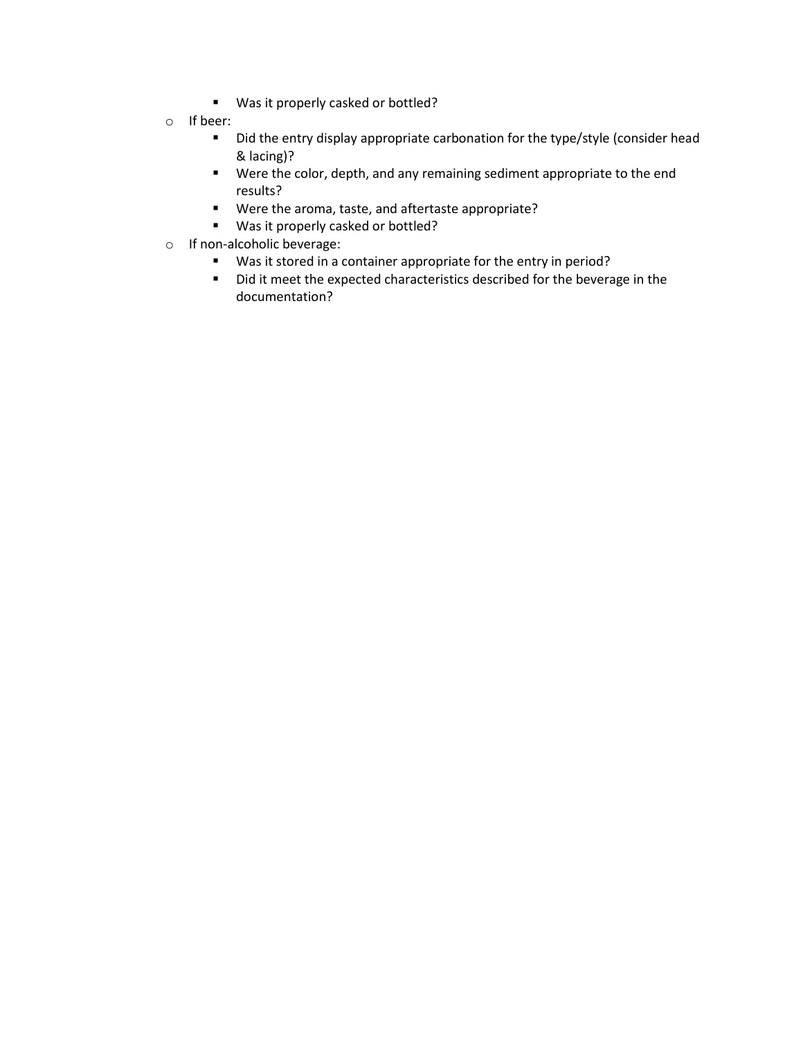- Was it properly casked or bottled?
    - If beer:
        - Did the entry display appropriate carbonation for the type/style (consider head & lacing)?
        - Were the color, depth, and any remaining sediment appropriate to the end results?
        - Were the aroma, taste, and aftertaste appropriate?
        - Was it properly casked or bottled?
    - If non-alcoholic beverage:
        - Was it stored in a container appropriate for the entry in period?
        - Did it meet the expected characteristics described for the beverage in the documentation?